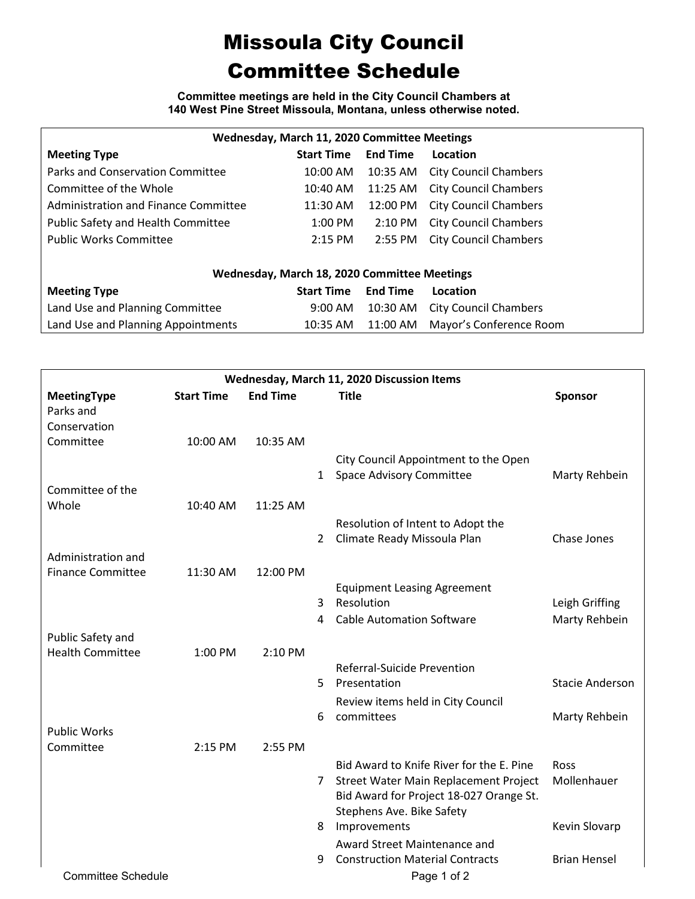# Missoula City Council
# Committee Schedule

**Committee meetings are held in the City Council Chambers at 140 West Pine Street Missoula, Montana, unless otherwise noted.**

| Wednesday, March 11, 2020 Committee Meetings | | | |
|---|---|---|---|
| **Meeting Type** | **Start Time** | **End Time** | **Location** |
| Parks and Conservation Committee | 10:00 AM | 10:35 AM | City Council Chambers |
| Committee of the Whole | 10:40 AM | 11:25 AM | City Council Chambers |
| Administration and Finance Committee | 11:30 AM | 12:00 PM | City Council Chambers |
| Public Safety and Health Committee | 1:00 PM | 2:10 PM | City Council Chambers |
| Public Works Committee | 2:15 PM | 2:55 PM | City Council Chambers |

| Wednesday, March 18, 2020 Committee Meetings | | | |
|---|---|---|---|
| **Meeting Type** | **Start Time** | **End Time** | **Location** |
| Land Use and Planning Committee | 9:00 AM | 10:30 AM | City Council Chambers |
| Land Use and Planning Appointments | 10:35 AM | 11:00 AM | Mayor's Conference Room |

| Wednesday, March 11, 2020 Discussion Items | | | | | |
|---|---|---|---|---|---|
| **MeetingType** | **Start Time** | **End Time** | | **Title** | **Sponsor** |
| Parks and Conservation Committee | 10:00 AM | 10:35 AM | | | |
| | | | 1 | City Council Appointment to the Open Space Advisory Committee | Marty Rehbein |
| Committee of the Whole | 10:40 AM | 11:25 AM | | | |
| | | | 2 | Resolution of Intent to Adopt the Climate Ready Missoula Plan | Chase Jones |
| Administration and Finance Committee | 11:30 AM | 12:00 PM | | | |
| | | | 3 | Equipment Leasing Agreement Resolution | Leigh Griffing |
| | | | 4 | Cable Automation Software | Marty Rehbein |
| Public Safety and Health Committee | 1:00 PM | 2:10 PM | | | |
| | | | 5 | Referral-Suicide Prevention Presentation | Stacie Anderson |
| | | | 6 | Review items held in City Council committees | Marty Rehbein |
| Public Works Committee | 2:15 PM | 2:55 PM | | | |
| | | | 7 | Bid Award to Knife River for the E. Pine Street Water Main Replacement Project | Ross Mollenhauer |
| | | | 8 | Bid Award for Project 18-027 Orange St. Stephens Ave. Bike Safety Improvements | Kevin Slovarp |
| | | | 9 | Award Street Maintenance and Construction Material Contracts | Brian Hensel |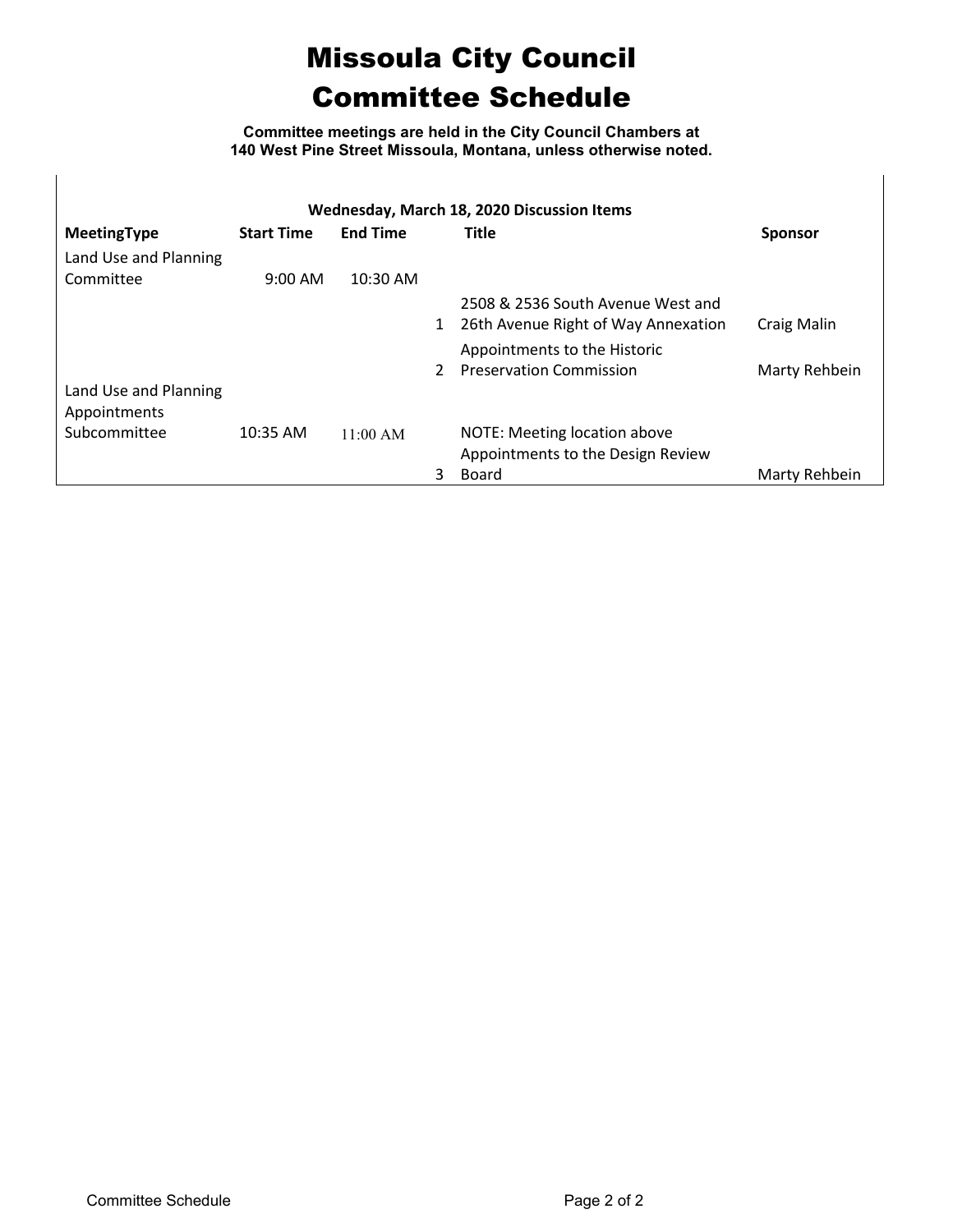# Missoula City Council
# Committee Schedule

**Committee meetings are held in the City Council Chambers at 140 West Pine Street Missoula, Montana, unless otherwise noted.**

**Wednesday, March 18, 2020 Discussion Items**

| MeetingType | Start Time | End Time | | Title | Sponsor |
| --- | --- | --- | --- | --- | --- |
| Land Use and Planning Committee | 9:00 AM | 10:30 AM | | | |
| | | | 1 | 2508 & 2536 South Avenue West and 26th Avenue Right of Way Annexation | Craig Malin |
| | | | 2 | Appointments to the Historic Preservation Commission | Marty Rehbein |
| Land Use and Planning Appointments Subcommittee | 10:35 AM | 11:00 AM | | NOTE: Meeting location above | |
| | | | 3 | Appointments to the Design Review Board | Marty Rehbein |